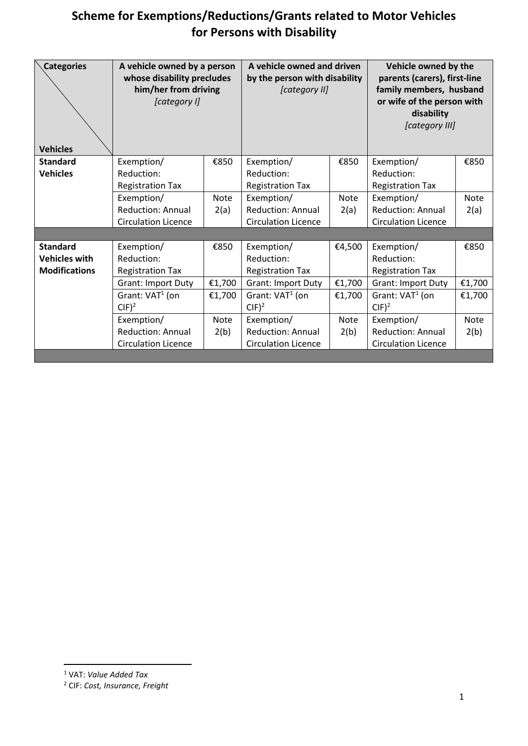# Scheme for Exemptions/Reductions/Grants related to Motor Vehicles for Persons with Disability

| Categories / Vehicles | A vehicle owned by a person whose disability precludes him/her from driving *[category I]* | | A vehicle owned and driven by the person with disability *[category II]* | | Vehicle owned by the parents (carers), first-line family members, husband or wife of the person with disability *[category III]* | |
|---|---|---|---|---|---|---|
| **Standard Vehicles** | Exemption/ Reduction: Registration Tax | €850 | Exemption/ Reduction: Registration Tax | €850 | Exemption/ Reduction: Registration Tax | €850 |
| | Exemption/ Reduction: Annual Circulation Licence | Note 2(a) | Exemption/ Reduction: Annual Circulation Licence | Note 2(a) | Exemption/ Reduction: Annual Circulation Licence | Note 2(a) |
| **Standard Vehicles with Modifications** | Exemption/ Reduction: Registration Tax | €850 | Exemption/ Reduction: Registration Tax | €4,500 | Exemption/ Reduction: Registration Tax | €850 |
| | Grant: Import Duty | €1,700 | Grant: Import Duty | €1,700 | Grant: Import Duty | €1,700 |
| | Grant: VAT[1] (on CIF)[2] | €1,700 | Grant: VAT[1] (on CIF)[2] | €1,700 | Grant: VAT[1] (on CIF)[2] | €1,700 |
| | Exemption/ Reduction: Annual Circulation Licence | Note 2(b) | Exemption/ Reduction: Annual Circulation Licence | Note 2(b) | Exemption/ Reduction: Annual Circulation Licence | Note 2(b) |

[1] VAT: *Value Added Tax*

[2] CIF: *Cost, Insurance, Freight*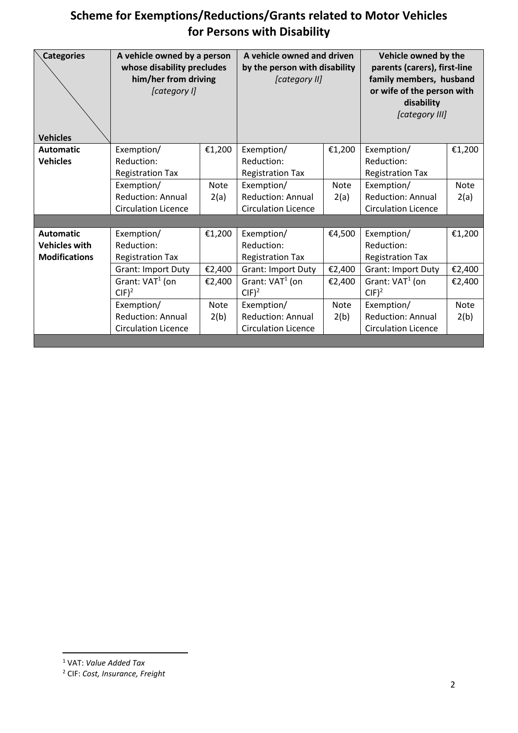# Scheme for Exemptions/Reductions/Grants related to Motor Vehicles for Persons with Disability

| Categories / Vehicles | A vehicle owned by a person whose disability precludes him/her from driving *[category I]* | | A vehicle owned and driven by the person with disability *[category II]* | | Vehicle owned by the parents (carers), first-line family members, husband or wife of the person with disability *[category III]* | |
|---|---|---|---|---|---|---|
| **Automatic Vehicles** | Exemption/ Reduction: Registration Tax | €1,200 | Exemption/ Reduction: Registration Tax | €1,200 | Exemption/ Reduction: Registration Tax | €1,200 |
| | Exemption/ Reduction: Annual Circulation Licence | Note 2(a) | Exemption/ Reduction: Annual Circulation Licence | Note 2(a) | Exemption/ Reduction: Annual Circulation Licence | Note 2(a) |
| | | | | | | |
| **Automatic Vehicles with Modifications** | Exemption/ Reduction: Registration Tax | €1,200 | Exemption/ Reduction: Registration Tax | €4,500 | Exemption/ Reduction: Registration Tax | €1,200 |
| | Grant: Import Duty | €2,400 | Grant: Import Duty | €2,400 | Grant: Import Duty | €2,400 |
| | Grant: VAT[1] (on CIF)[2] | €2,400 | Grant: VAT[1] (on CIF)[2] | €2,400 | Grant: VAT[1] (on CIF)[2] | €2,400 |
| | Exemption/ Reduction: Annual Circulation Licence | Note 2(b) | Exemption/ Reduction: Annual Circulation Licence | Note 2(b) | Exemption/ Reduction: Annual Circulation Licence | Note 2(b) |

[1] VAT: *Value Added Tax*

[2] CIF: *Cost, Insurance, Freight*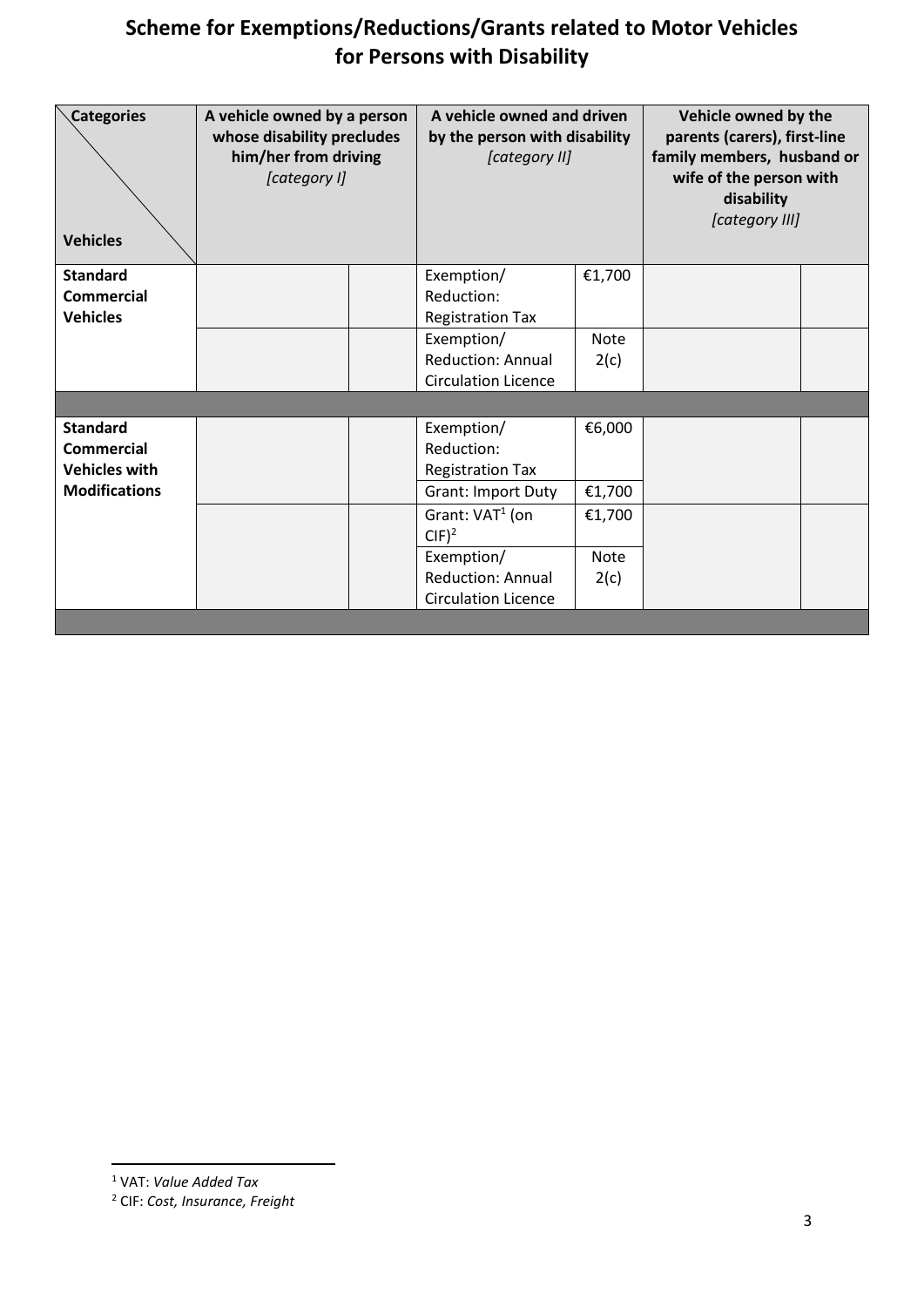# Scheme for Exemptions/Reductions/Grants related to Motor Vehicles for Persons with Disability

| Categories / Vehicles | A vehicle owned by a person whose disability precludes him/her from driving *[category I]* | | A vehicle owned and driven by the person with disability *[category II]* | | Vehicle owned by the parents (carers), first-line family members, husband or wife of the person with disability *[category III]* | |
|---|---|---|---|---|---|---|
| **Standard Commercial Vehicles** | | | Exemption/ Reduction: Registration Tax | €1,700 | | |
| | | | Exemption/ Reduction: Annual Circulation Licence | Note 2(c) | | |
| | | | | | | |
| **Standard Commercial Vehicles with Modifications** | | | Exemption/ Reduction: Registration Tax | €6,000 | | |
| | | | Grant: Import Duty | €1,700 | | |
| | | | Grant: VAT[1] (on CIF)[2] | €1,700 | | |
| | | | Exemption/ Reduction: Annual Circulation Licence | Note 2(c) | | |

[1] VAT: *Value Added Tax*

[2] CIF: *Cost, Insurance, Freight*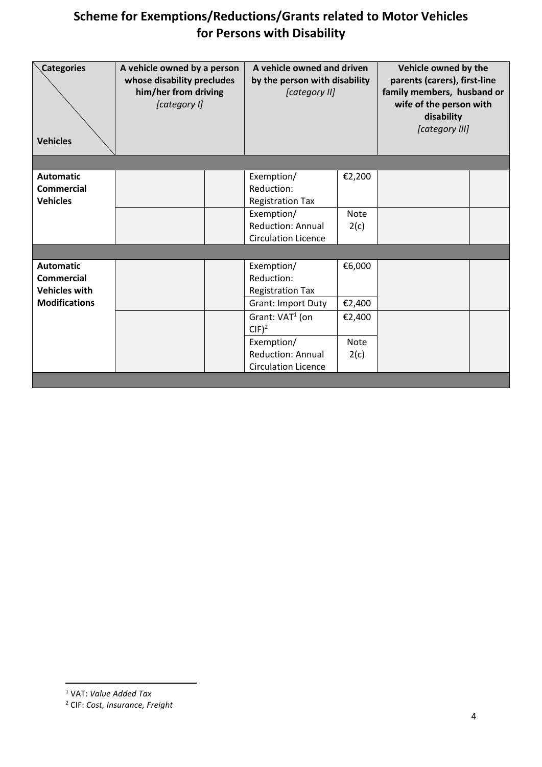# Scheme for Exemptions/Reductions/Grants related to Motor Vehicles for Persons with Disability

| Categories / Vehicles | A vehicle owned by a person whose disability precludes him/her from driving *[category I]* | | A vehicle owned and driven by the person with disability *[category II]* | | Vehicle owned by the parents (carers), first-line family members, husband or wife of the person with disability *[category III]* | |
|---|---|---|---|---|---|---|
| | | | | | | |
| **Automatic Commercial Vehicles** | | | Exemption/ Reduction: Registration Tax | €2,200 | | |
| | | | Exemption/ Reduction: Annual Circulation Licence | Note 2(c) | | |
| | | | | | | |
| **Automatic Commercial Vehicles with Modifications** | | | Exemption/ Reduction: Registration Tax | €6,000 | | |
| | | | Grant: Import Duty | €2,400 | | |
| | | | Grant: VAT[1] (on CIF)[2] | €2,400 | | |
| | | | Exemption/ Reduction: Annual Circulation Licence | Note 2(c) | | |

[1] VAT: *Value Added Tax*

[2] CIF: *Cost, Insurance, Freight*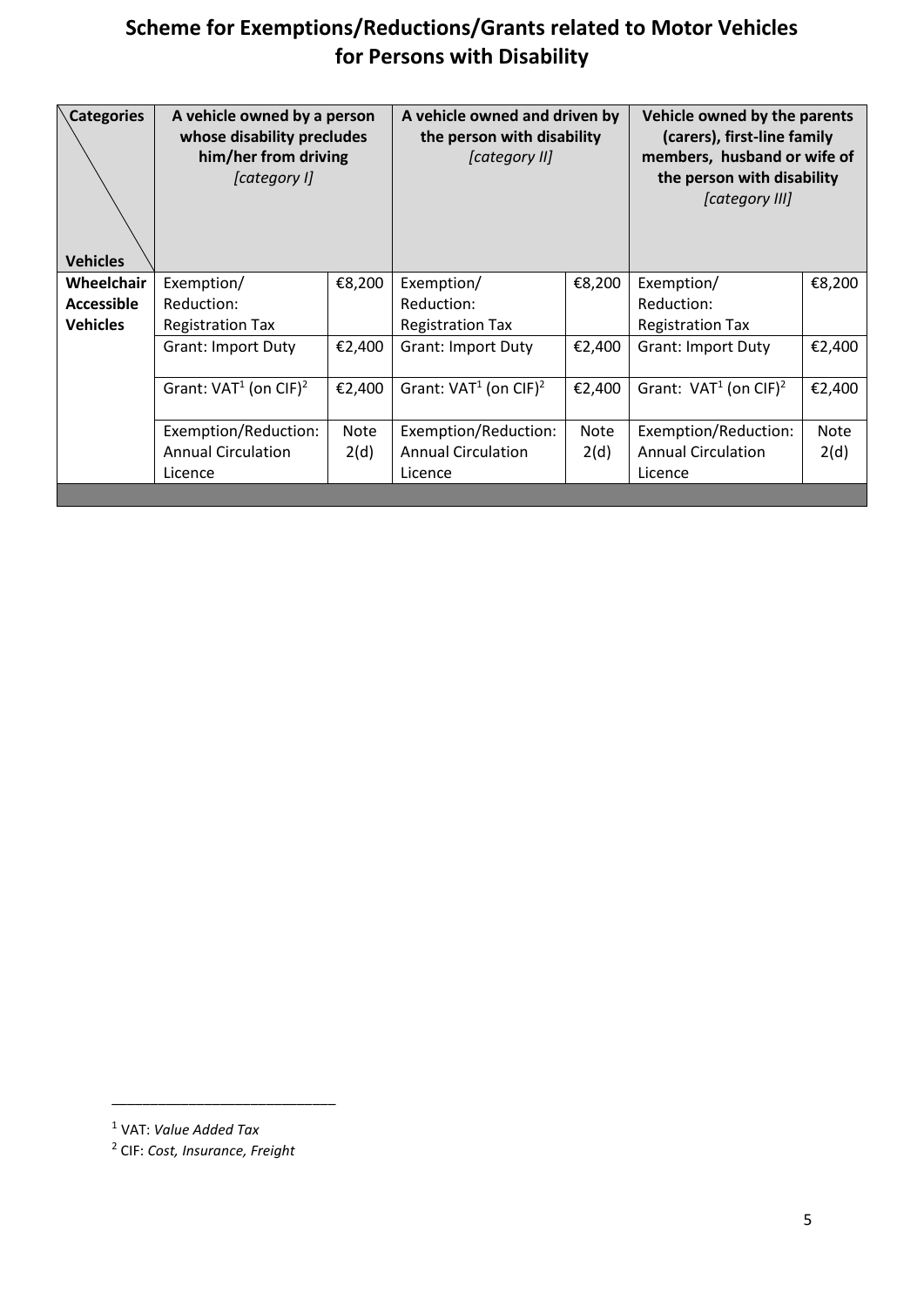# Scheme for Exemptions/Reductions/Grants related to Motor Vehicles for Persons with Disability

| Categories / Vehicles | A vehicle owned by a person whose disability precludes him/her from driving *[category I]* | | A vehicle owned and driven by the person with disability *[category II]* | | Vehicle owned by the parents (carers), first-line family members, husband or wife of the person with disability *[category III]* | |
|---|---|---|---|---|---|---|
| **Wheelchair Accessible Vehicles** | Exemption/ Reduction: Registration Tax | €8,200 | Exemption/ Reduction: Registration Tax | €8,200 | Exemption/ Reduction: Registration Tax | €8,200 |
| | Grant: Import Duty | €2,400 | Grant: Import Duty | €2,400 | Grant: Import Duty | €2,400 |
| | Grant: VAT[1] (on CIF)[2] | €2,400 | Grant: VAT[1] (on CIF)[2] | €2,400 | Grant: VAT[1] (on CIF)[2] | €2,400 |
| | Exemption/Reduction: Annual Circulation Licence | Note 2(d) | Exemption/Reduction: Annual Circulation Licence | Note 2(d) | Exemption/Reduction: Annual Circulation Licence | Note 2(d) |

---

[1] VAT: *Value Added Tax*

[2] CIF: *Cost, Insurance, Freight*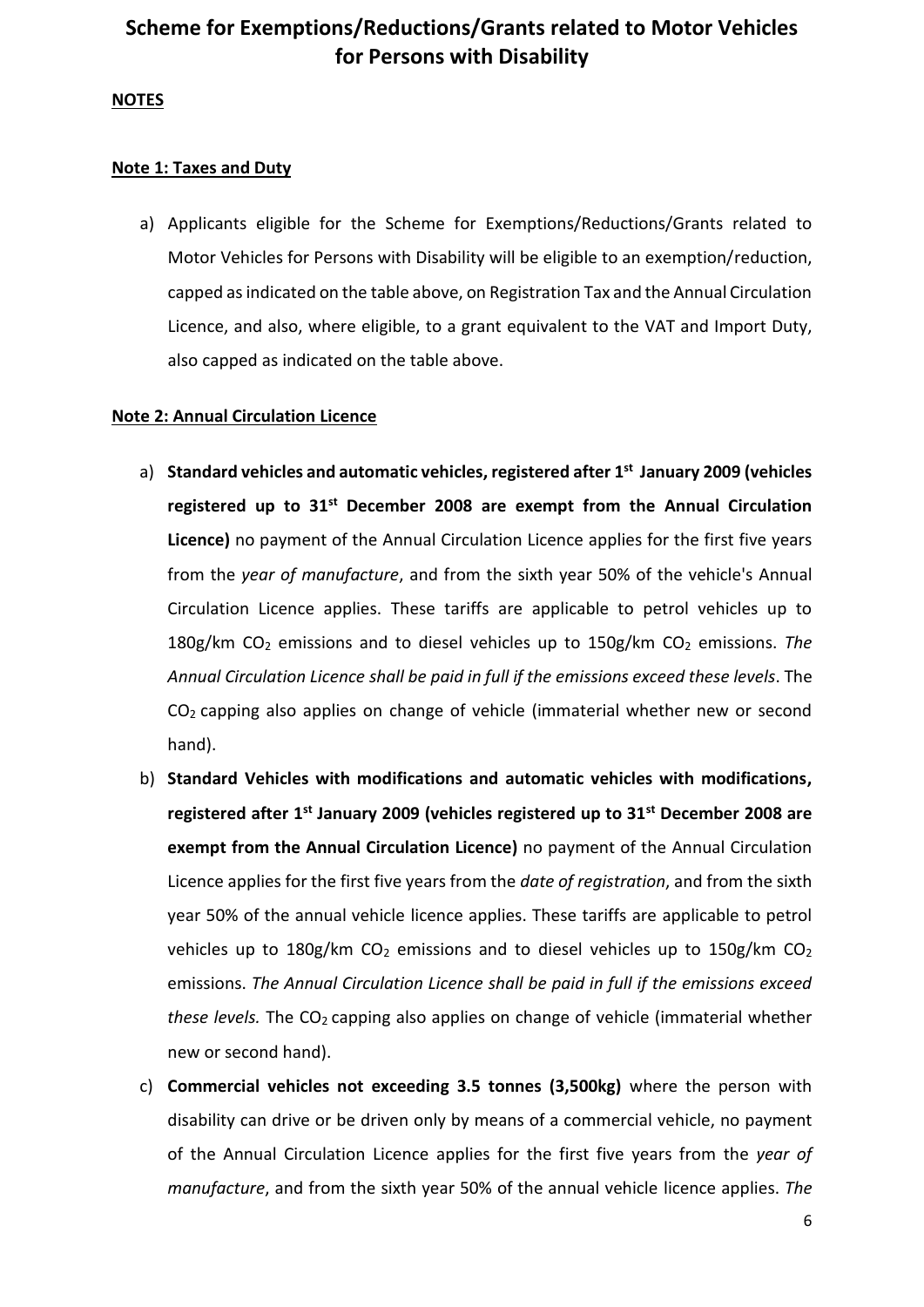# Scheme for Exemptions/Reductions/Grants related to Motor Vehicles for Persons with Disability

**NOTES**

**Note 1: Taxes and Duty**

a) Applicants eligible for the Scheme for Exemptions/Reductions/Grants related to Motor Vehicles for Persons with Disability will be eligible to an exemption/reduction, capped as indicated on the table above, on Registration Tax and the Annual Circulation Licence, and also, where eligible, to a grant equivalent to the VAT and Import Duty, also capped as indicated on the table above.

**Note 2: Annual Circulation Licence**

a) **Standard vehicles and automatic vehicles, registered after 1st January 2009 (vehicles registered up to 31st December 2008 are exempt from the Annual Circulation Licence)** no payment of the Annual Circulation Licence applies for the first five years from the *year of manufacture*, and from the sixth year 50% of the vehicle's Annual Circulation Licence applies. These tariffs are applicable to petrol vehicles up to 180g/km $CO_2$ emissions and to diesel vehicles up to 150g/km $CO_2$ emissions. *The Annual Circulation Licence shall be paid in full if the emissions exceed these levels*. The $CO_2$ capping also applies on change of vehicle (immaterial whether new or second hand).

b) **Standard Vehicles with modifications and automatic vehicles with modifications, registered after 1st January 2009 (vehicles registered up to 31st December 2008 are exempt from the Annual Circulation Licence)** no payment of the Annual Circulation Licence applies for the first five years from the *date of registration*, and from the sixth year 50% of the annual vehicle licence applies. These tariffs are applicable to petrol vehicles up to 180g/km $CO_2$ emissions and to diesel vehicles up to 150g/km $CO_2$ emissions. *The Annual Circulation Licence shall be paid in full if the emissions exceed these levels.* The $CO_2$ capping also applies on change of vehicle (immaterial whether new or second hand).

c) **Commercial vehicles not exceeding 3.5 tonnes (3,500kg)** where the person with disability can drive or be driven only by means of a commercial vehicle, no payment of the Annual Circulation Licence applies for the first five years from the *year of manufacture*, and from the sixth year 50% of the annual vehicle licence applies. *The*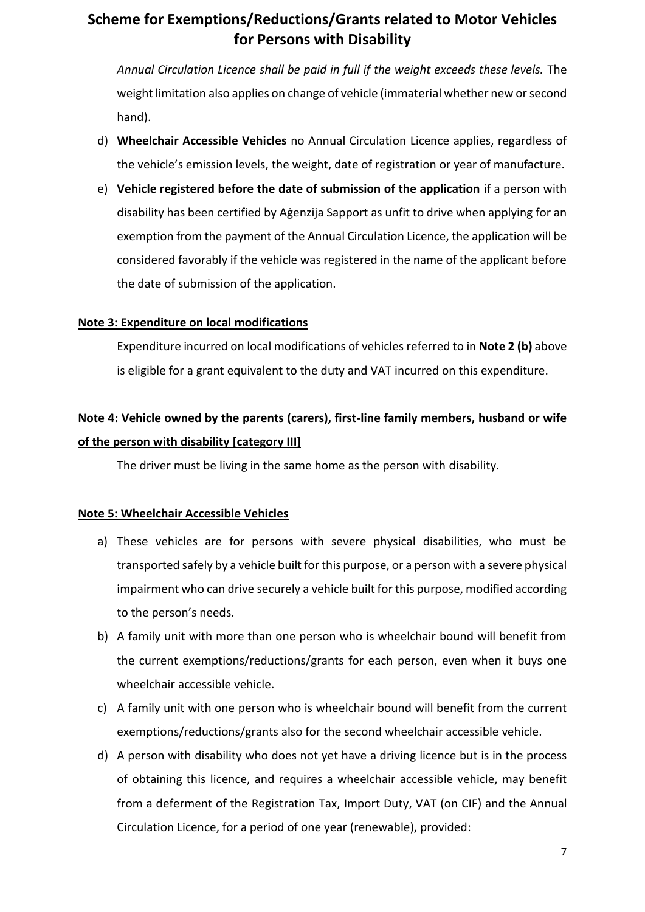*Annual Circulation Licence shall be paid in full if the weight exceeds these levels.* The weight limitation also applies on change of vehicle (immaterial whether new or second hand).

d) **Wheelchair Accessible Vehicles** no Annual Circulation Licence applies, regardless of the vehicle's emission levels, the weight, date of registration or year of manufacture.

e) **Vehicle registered before the date of submission of the application** if a person with disability has been certified by Aġenzija Sapport as unfit to drive when applying for an exemption from the payment of the Annual Circulation Licence, the application will be considered favorably if the vehicle was registered in the name of the applicant before the date of submission of the application.

**Note 3: Expenditure on local modifications**

Expenditure incurred on local modifications of vehicles referred to in **Note 2 (b)** above is eligible for a grant equivalent to the duty and VAT incurred on this expenditure.

**Note 4: Vehicle owned by the parents (carers), first-line family members, husband or wife of the person with disability [category III]**

The driver must be living in the same home as the person with disability.

**Note 5: Wheelchair Accessible Vehicles**

a) These vehicles are for persons with severe physical disabilities, who must be transported safely by a vehicle built for this purpose, or a person with a severe physical impairment who can drive securely a vehicle built for this purpose, modified according to the person's needs.

b) A family unit with more than one person who is wheelchair bound will benefit from the current exemptions/reductions/grants for each person, even when it buys one wheelchair accessible vehicle.

c) A family unit with one person who is wheelchair bound will benefit from the current exemptions/reductions/grants also for the second wheelchair accessible vehicle.

d) A person with disability who does not yet have a driving licence but is in the process of obtaining this licence, and requires a wheelchair accessible vehicle, may benefit from a deferment of the Registration Tax, Import Duty, VAT (on CIF) and the Annual Circulation Licence, for a period of one year (renewable), provided: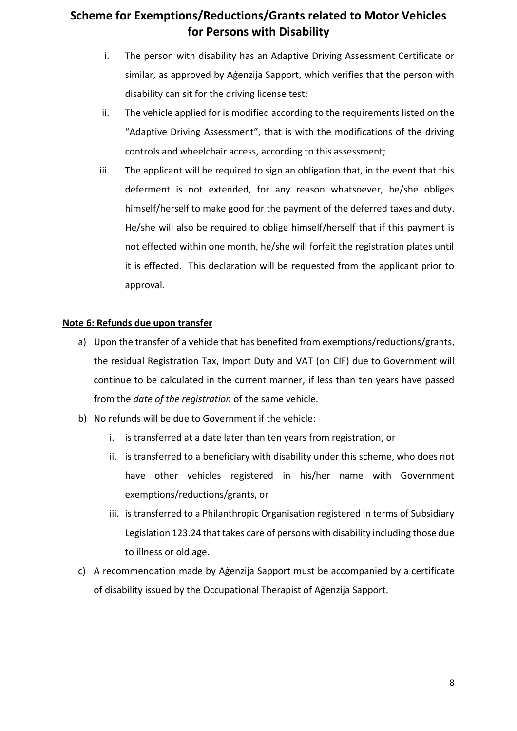i. The person with disability has an Adaptive Driving Assessment Certificate or similar, as approved by Aġenzija Sapport, which verifies that the person with disability can sit for the driving license test;

ii. The vehicle applied for is modified according to the requirements listed on the "Adaptive Driving Assessment", that is with the modifications of the driving controls and wheelchair access, according to this assessment;

iii. The applicant will be required to sign an obligation that, in the event that this deferment is not extended, for any reason whatsoever, he/she obliges himself/herself to make good for the payment of the deferred taxes and duty. He/she will also be required to oblige himself/herself that if this payment is not effected within one month, he/she will forfeit the registration plates until it is effected. This declaration will be requested from the applicant prior to approval.

**Note 6: Refunds due upon transfer**

a) Upon the transfer of a vehicle that has benefited from exemptions/reductions/grants, the residual Registration Tax, Import Duty and VAT (on CIF) due to Government will continue to be calculated in the current manner, if less than ten years have passed from the *date of the registration* of the same vehicle.

b) No refunds will be due to Government if the vehicle:
   i. is transferred at a date later than ten years from registration, or
   ii. is transferred to a beneficiary with disability under this scheme, who does not have other vehicles registered in his/her name with Government exemptions/reductions/grants, or
   iii. is transferred to a Philanthropic Organisation registered in terms of Subsidiary Legislation 123.24 that takes care of persons with disability including those due to illness or old age.

c) A recommendation made by Aġenzija Sapport must be accompanied by a certificate of disability issued by the Occupational Therapist of Aġenzija Sapport.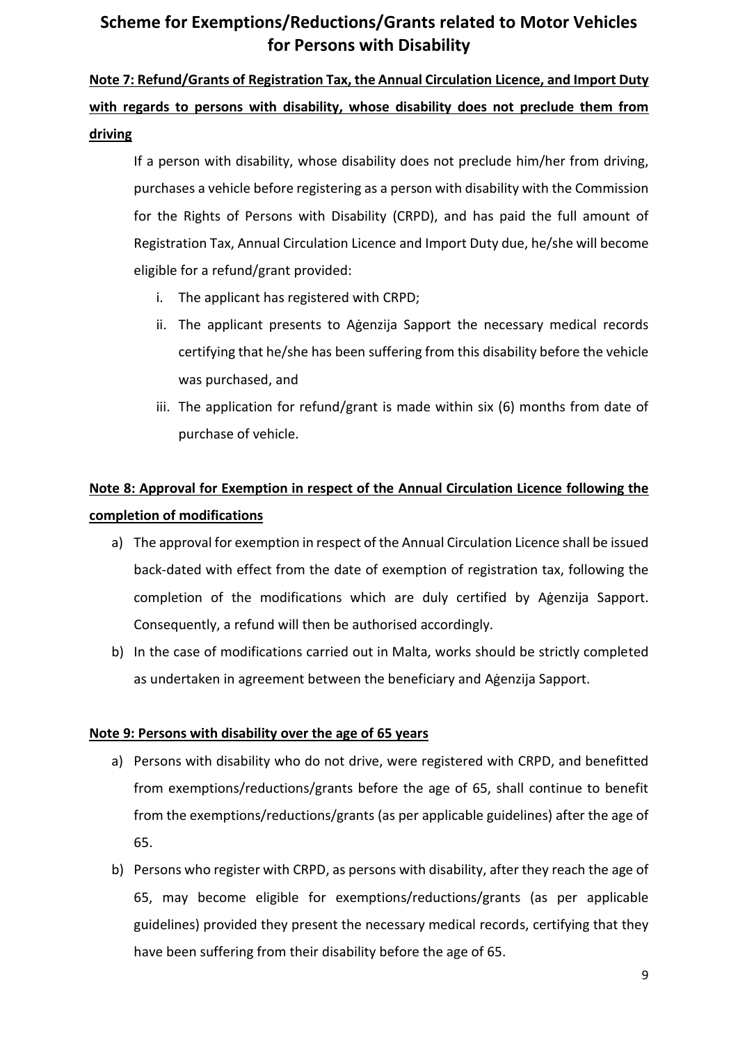# Scheme for Exemptions/Reductions/Grants related to Motor Vehicles for Persons with Disability

**Note 7: Refund/Grants of Registration Tax, the Annual Circulation Licence, and Import Duty with regards to persons with disability, whose disability does not preclude them from driving**

If a person with disability, whose disability does not preclude him/her from driving, purchases a vehicle before registering as a person with disability with the Commission for the Rights of Persons with Disability (CRPD), and has paid the full amount of Registration Tax, Annual Circulation Licence and Import Duty due, he/she will become eligible for a refund/grant provided:

i. The applicant has registered with CRPD;
ii. The applicant presents to Aġenzija Sapport the necessary medical records certifying that he/she has been suffering from this disability before the vehicle was purchased, and
iii. The application for refund/grant is made within six (6) months from date of purchase of vehicle.

**Note 8: Approval for Exemption in respect of the Annual Circulation Licence following the completion of modifications**

a) The approval for exemption in respect of the Annual Circulation Licence shall be issued back-dated with effect from the date of exemption of registration tax, following the completion of the modifications which are duly certified by Aġenzija Sapport. Consequently, a refund will then be authorised accordingly.
b) In the case of modifications carried out in Malta, works should be strictly completed as undertaken in agreement between the beneficiary and Aġenzija Sapport.

**Note 9: Persons with disability over the age of 65 years**

a) Persons with disability who do not drive, were registered with CRPD, and benefitted from exemptions/reductions/grants before the age of 65, shall continue to benefit from the exemptions/reductions/grants (as per applicable guidelines) after the age of 65.
b) Persons who register with CRPD, as persons with disability, after they reach the age of 65, may become eligible for exemptions/reductions/grants (as per applicable guidelines) provided they present the necessary medical records, certifying that they have been suffering from their disability before the age of 65.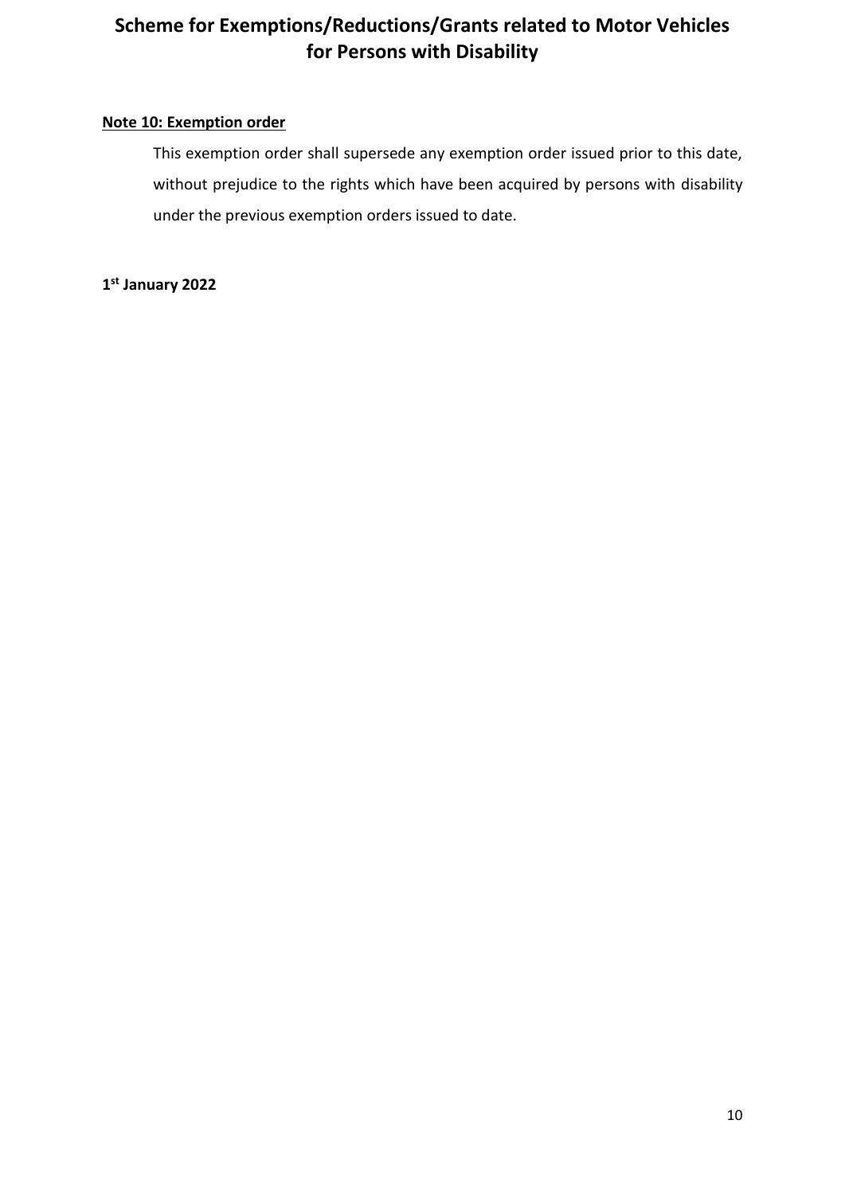**Note 10: Exemption order**

This exemption order shall supersede any exemption order issued prior to this date, without prejudice to the rights which have been acquired by persons with disability under the previous exemption orders issued to date.

**1st January 2022**